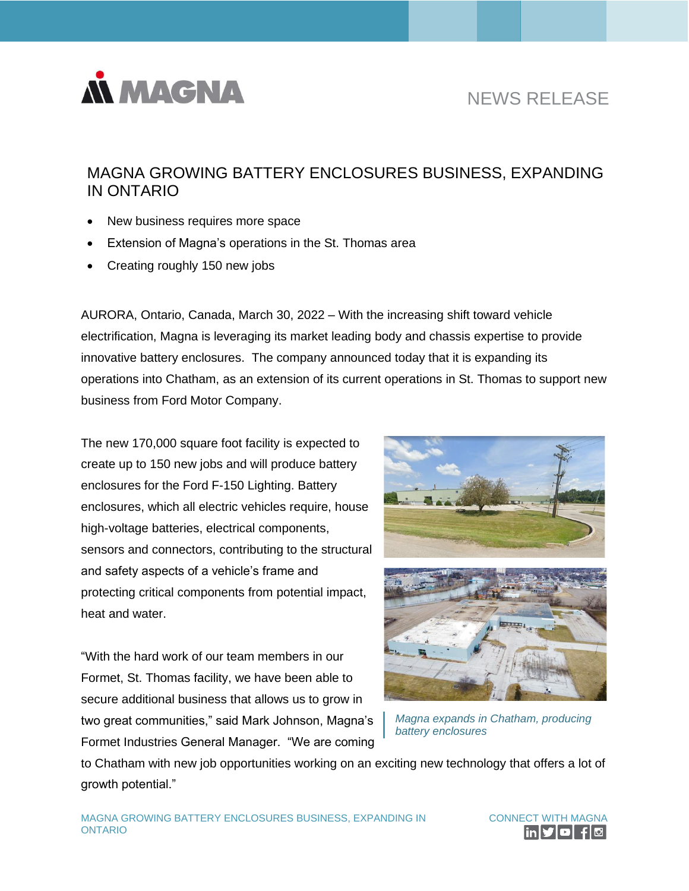NEWS RELEASE

# MAGNA GROWING BATTERY ENCLOSURES BUSINESS, EXPANDING IN ONTARIO

- New business requires more space
- Extension of Magna's operations in the St. Thomas area
- Creating roughly 150 new jobs

AURORA, Ontario, Canada, March 30, 2022 – With the increasing shift toward vehicle electrification, Magna is leveraging its market leading body and chassis expertise to provide innovative battery enclosures. The company announced today that it is expanding its operations into Chatham, as an extension of its current operations in St. Thomas to support new business from Ford Motor Company.

The new 170,000 square foot facility is expected to create up to 150 new jobs and will produce battery enclosures for the Ford F-150 Lighting. Battery enclosures, which all electric vehicles require, house high-voltage batteries, electrical components, sensors and connectors, contributing to the structural and safety aspects of a vehicle's frame and protecting critical components from potential impact, heat and water.

*Magna expands in Chatham, producing battery enclosures*

"With the hard work of our team members in our Formet, St. Thomas facility, we have been able to secure additional business that allows us to grow in two great communities," said Mark Johnson, Magna's Formet Industries General Manager. "We are coming to Chatham with new job opportunities working on an exciting new technology that offers a lot of growth potential."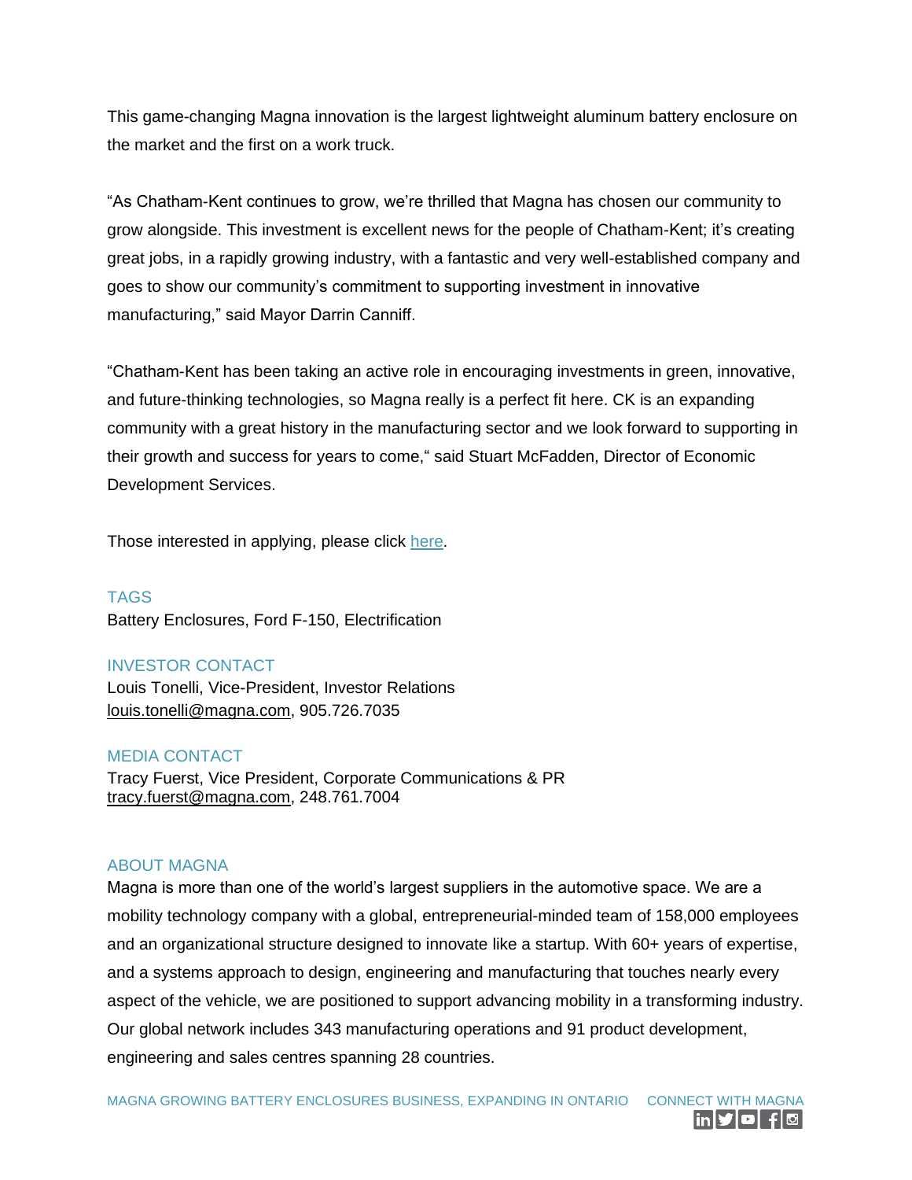This game-changing Magna innovation is the largest lightweight aluminum battery enclosure on the market and the first on a work truck.

“As Chatham-Kent continues to grow, we’re thrilled that Magna has chosen our community to grow alongside. This investment is excellent news for the people of Chatham-Kent; it’s creating great jobs, in a rapidly growing industry, with a fantastic and very well-established company and goes to show our community’s commitment to supporting investment in innovative manufacturing,” said Mayor Darrin Canniff.

“Chatham-Kent has been taking an active role in encouraging investments in green, innovative, and future-thinking technologies, so Magna really is a perfect fit here. CK is an expanding community with a great history in the manufacturing sector and we look forward to supporting in their growth and success for years to come,“ said Stuart McFadden, Director of Economic Development Services.

Those interested in applying, please click here.

### TAGS

Battery Enclosures, Ford F-150, Electrification

### INVESTOR CONTACT

Louis Tonelli, Vice-President, Investor Relations
louis.tonelli@magna.com, 905.726.7035

### MEDIA CONTACT

Tracy Fuerst, Vice President, Corporate Communications & PR
tracy.fuerst@magna.com, 248.761.7004

### ABOUT MAGNA

Magna is more than one of the world’s largest suppliers in the automotive space. We are a mobility technology company with a global, entrepreneurial-minded team of 158,000 employees and an organizational structure designed to innovate like a startup. With 60+ years of expertise, and a systems approach to design, engineering and manufacturing that touches nearly every aspect of the vehicle, we are positioned to support advancing mobility in a transforming industry. Our global network includes 343 manufacturing operations and 91 product development, engineering and sales centres spanning 28 countries.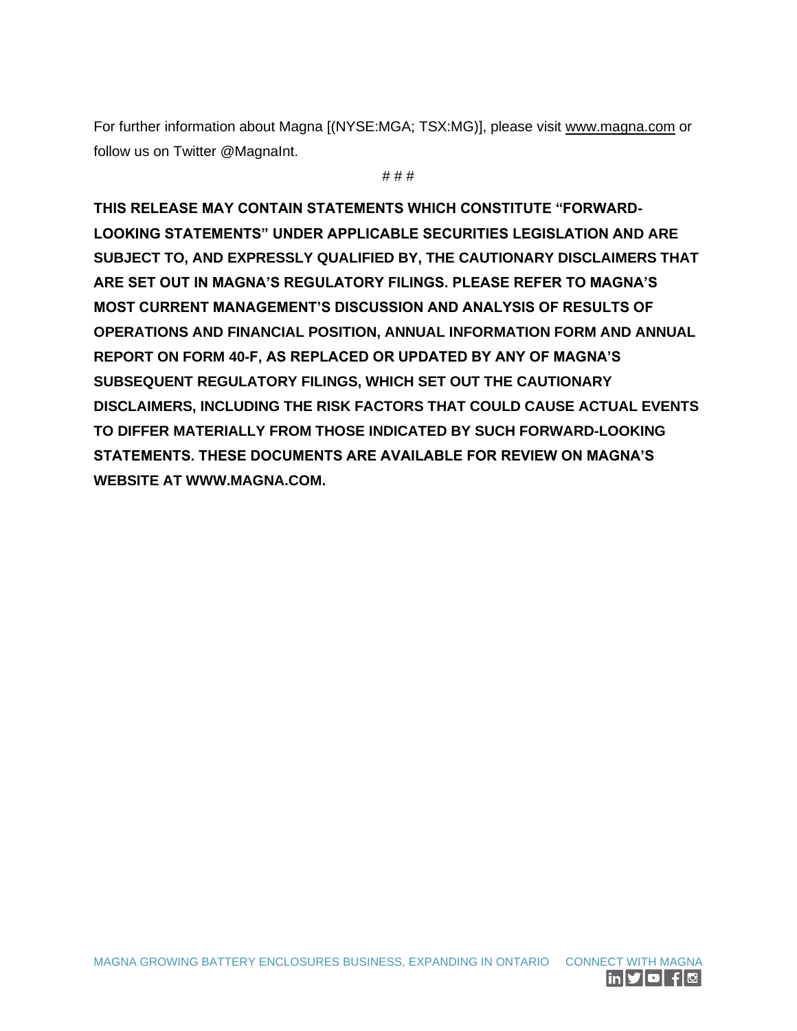For further information about Magna [(NYSE:MGA; TSX:MG)], please visit www.magna.com or follow us on Twitter @MagnaInt.

# # #

**THIS RELEASE MAY CONTAIN STATEMENTS WHICH CONSTITUTE "FORWARD-LOOKING STATEMENTS" UNDER APPLICABLE SECURITIES LEGISLATION AND ARE SUBJECT TO, AND EXPRESSLY QUALIFIED BY, THE CAUTIONARY DISCLAIMERS THAT ARE SET OUT IN MAGNA'S REGULATORY FILINGS. PLEASE REFER TO MAGNA'S MOST CURRENT MANAGEMENT'S DISCUSSION AND ANALYSIS OF RESULTS OF OPERATIONS AND FINANCIAL POSITION, ANNUAL INFORMATION FORM AND ANNUAL REPORT ON FORM 40-F, AS REPLACED OR UPDATED BY ANY OF MAGNA'S SUBSEQUENT REGULATORY FILINGS, WHICH SET OUT THE CAUTIONARY DISCLAIMERS, INCLUDING THE RISK FACTORS THAT COULD CAUSE ACTUAL EVENTS TO DIFFER MATERIALLY FROM THOSE INDICATED BY SUCH FORWARD-LOOKING STATEMENTS. THESE DOCUMENTS ARE AVAILABLE FOR REVIEW ON MAGNA'S WEBSITE AT WWW.MAGNA.COM.**